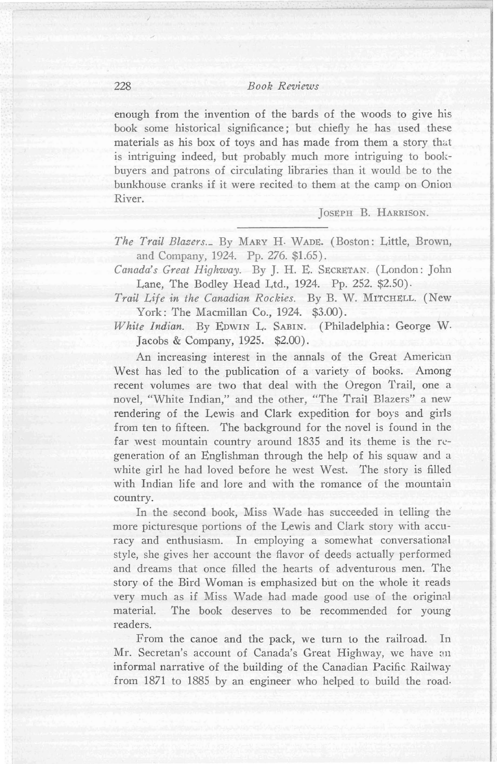enough from the invention of the bards of the woods to give his book some historical significance; but chiefly he has used these materials as his box of toys and has made from them a story that is intriguing indeed, but probably much more intriguing to book-buyers and patrons of circulating libraries than it would be to the bunkhouse cranks if it were recited to them at the camp on Onion River.

JOSEPH B. HARRISON.

---

*The Trail Blazers.* By MARY H. WADE. (Boston: Little, Brown, and Company, 1924. Pp. 276. $1.65).

*Canada's Great Highway.* By J. H. E. SECRETAN. (London: John Lane, The Bodley Head Ltd., 1924. Pp. 252. $2.50).

*Trail Life in the Canadian Rockies.* By B. W. MITCHELL. (New York: The Macmillan Co., 1924. $3.00).

*White Indian.* By EDWIN L. SABIN. (Philadelphia: George W. Jacobs & Company, 1925. $2.00).

An increasing interest in the annals of the Great American West has led to the publication of a variety of books. Among recent volumes are two that deal with the Oregon Trail, one a novel, "White Indian," and the other, "The Trail Blazers" a new rendering of the Lewis and Clark expedition for boys and girls from ten to fifteen. The background for the novel is found in the far west mountain country around 1835 and its theme is the regeneration of an Englishman through the help of his squaw and a white girl he had loved before he west West. The story is filled with Indian life and lore and with the romance of the mountain country.

In the second book, Miss Wade has succeeded in telling the more picturesque portions of the Lewis and Clark story with accuracy and enthusiasm. In employing a somewhat conversational style, she gives her account the flavor of deeds actually performed and dreams that once filled the hearts of adventurous men. The story of the Bird Woman is emphasized but on the whole it reads very much as if Miss Wade had made good use of the original material. The book deserves to be recommended for young readers.

From the canoe and the pack, we turn to the railroad. In Mr. Secretan's account of Canada's Great Highway, we have an informal narrative of the building of the Canadian Pacific Railway from 1871 to 1885 by an engineer who helped to build the road.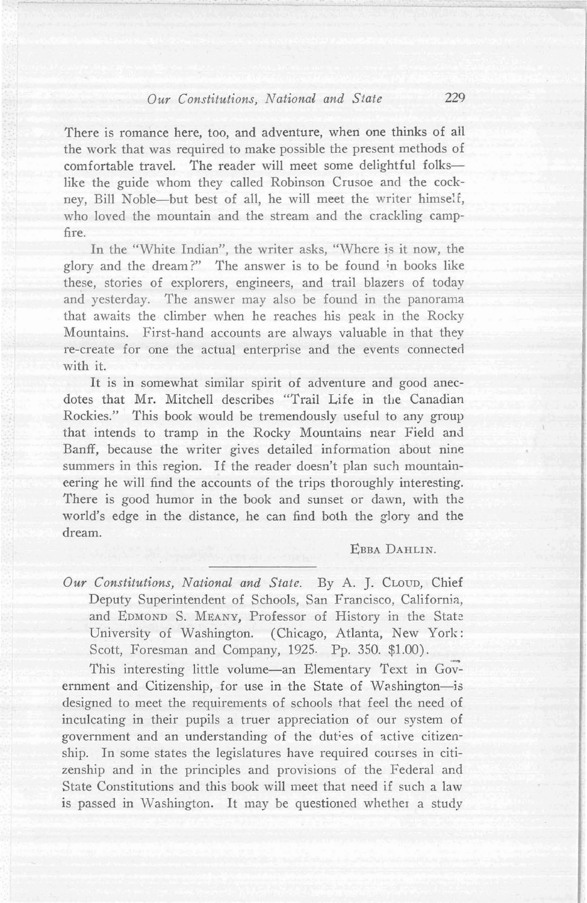There is romance here, too, and adventure, when one thinks of all the work that was required to make possible the present methods of comfortable travel. The reader will meet some delightful folks—like the guide whom they called Robinson Crusoe and the cockney, Bill Noble—but best of all, he will meet the writer himself, who loved the mountain and the stream and the crackling campfire.

In the "White Indian", the writer asks, "Where is it now, the glory and the dream?" The answer is to be found in books like these, stories of explorers, engineers, and trail blazers of today and yesterday. The answer may also be found in the panorama that awaits the climber when he reaches his peak in the Rocky Mountains. First-hand accounts are always valuable in that they re-create for one the actual enterprise and the events connected with it.

It is in somewhat similar spirit of adventure and good anecdotes that Mr. Mitchell describes "Trail Life in the Canadian Rockies." This book would be tremendously useful to any group that intends to tramp in the Rocky Mountains near Field and Banff, because the writer gives detailed information about nine summers in this region. If the reader doesn't plan such mountaineering he will find the accounts of the trips thoroughly interesting. There is good humor in the book and sunset or dawn, with the world's edge in the distance, he can find both the glory and the dream.

EBBA DAHLIN.

---

*Our Constitutions, National and State.* By A. J. CLOUD, Chief Deputy Superintendent of Schools, San Francisco, California, and EDMOND S. MEANY, Professor of History in the State University of Washington. (Chicago, Atlanta, New York: Scott, Foresman and Company, 1925. Pp. 350. $1.00).

This interesting little volume—an Elementary Text in Government and Citizenship, for use in the State of Washington—is designed to meet the requirements of schools that feel the need of inculcating in their pupils a truer appreciation of our system of government and an understanding of the duties of active citizenship. In some states the legislatures have required courses in citizenship and in the principles and provisions of the Federal and State Constitutions and this book will meet that need if such a law is passed in Washington. It may be questioned whether a study